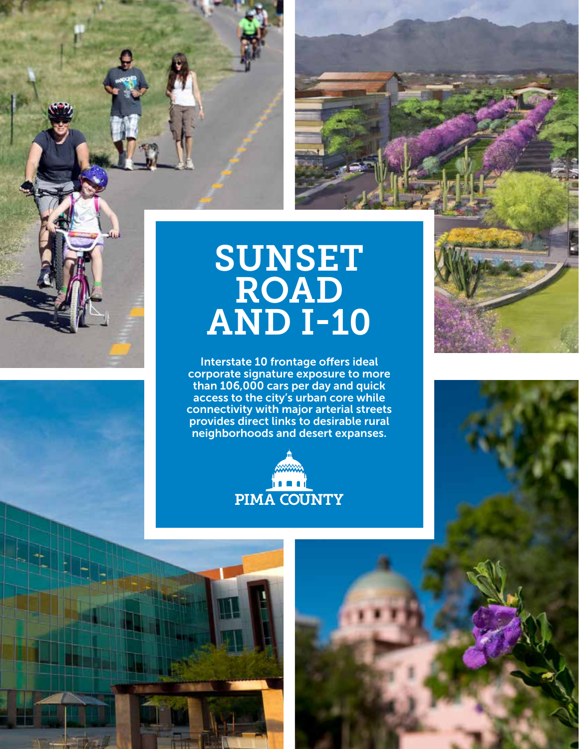# SUNSET ROAD AND I-10

Interstate 10 frontage offers ideal corporate signature exposure to more than 106,000 cars per day and quick access to the city's urban core while connectivity with major arterial streets provides direct links to desirable rural neighborhoods and desert expanses.

PIMA COUNTY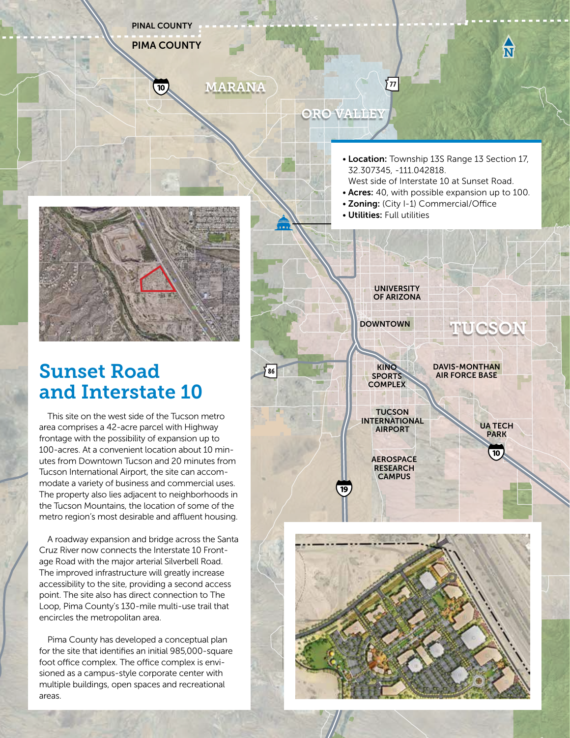- **Location:** Township 13S Range 13 Section 17, 32.307345, -111.042818. West side of Interstate 10 at Sunset Road.
- **Acres:** 40, with possible expansion up to 100.
- **Zoning:** (City I-1) Commercial/Office
- **Utilities:** Full utilities

## Sunset Road and Interstate 10

This site on the west side of the Tucson metro area comprises a 42-acre parcel with Highway frontage with the possibility of expansion up to 100-acres. At a convenient location about 10 minutes from Downtown Tucson and 20 minutes from Tucson International Airport, the site can accommodate a variety of business and commercial uses. The property also lies adjacent to neighborhoods in the Tucson Mountains, the location of some of the metro region's most desirable and affluent housing.

A roadway expansion and bridge across the Santa Cruz River now connects the Interstate 10 Frontage Road with the major arterial Silverbell Road. The improved infrastructure will greatly increase accessibility to the site, providing a second access point. The site also has direct connection to The Loop, Pima County's 130-mile multi-use trail that encircles the metropolitan area.

Pima County has developed a conceptual plan for the site that identifies an initial 985,000-square foot office complex. The office complex is envisioned as a campus-style corporate center with multiple buildings, open spaces and recreational areas.